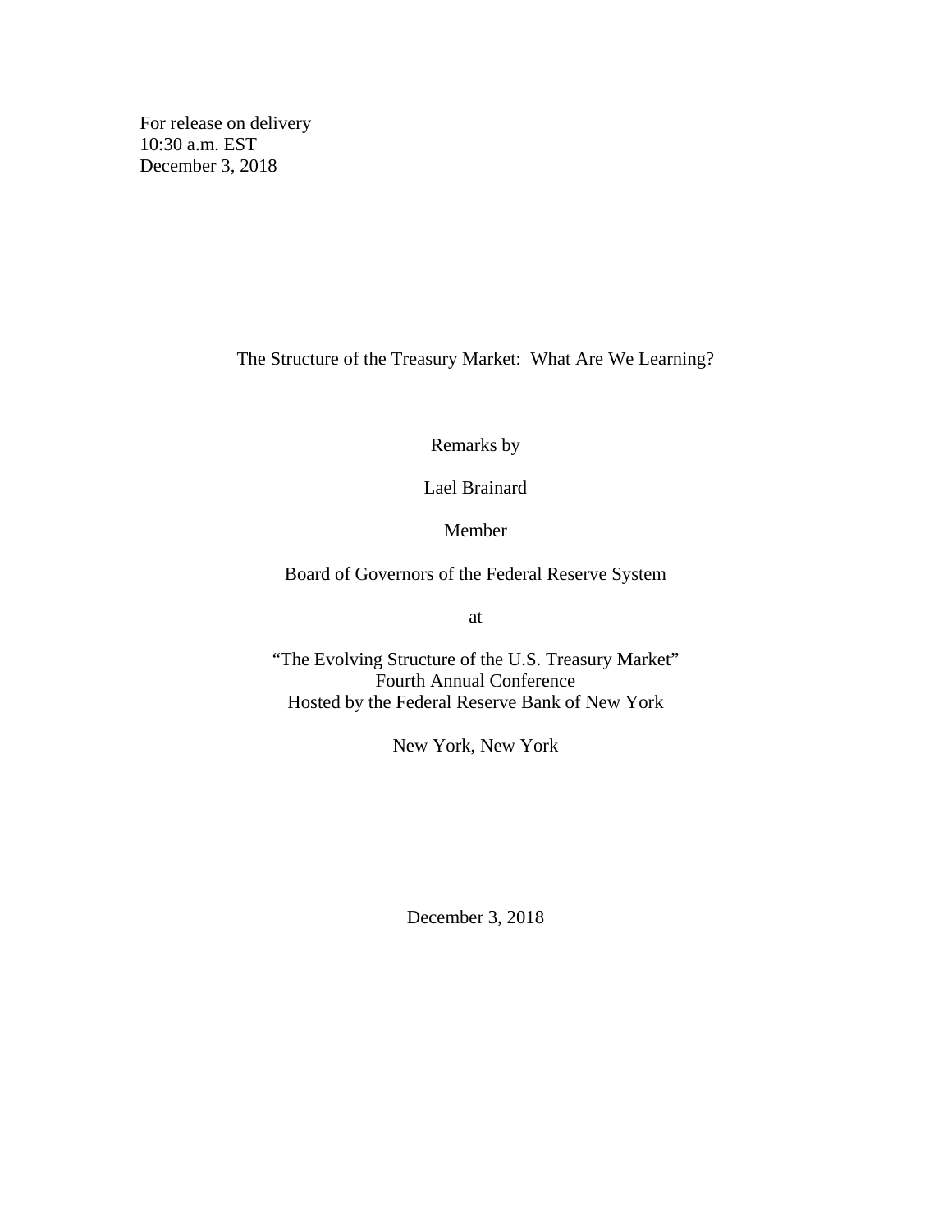For release on delivery
10:30 a.m. EST
December 3, 2018

# The Structure of the Treasury Market: What Are We Learning?

Remarks by

Lael Brainard

Member

Board of Governors of the Federal Reserve System

at

"The Evolving Structure of the U.S. Treasury Market"
Fourth Annual Conference
Hosted by the Federal Reserve Bank of New York

New York, New York

December 3, 2018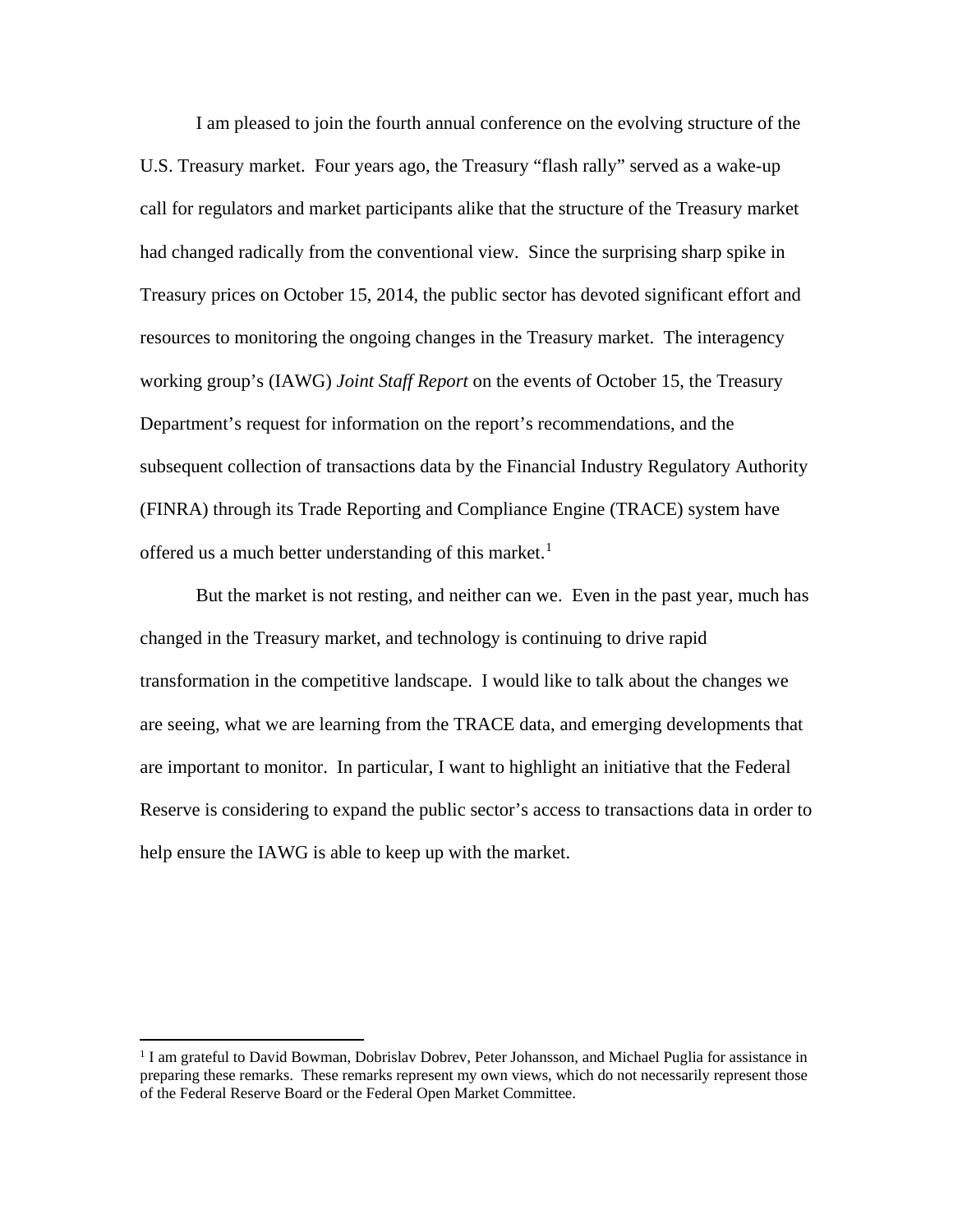I am pleased to join the fourth annual conference on the evolving structure of the U.S. Treasury market. Four years ago, the Treasury "flash rally" served as a wake-up call for regulators and market participants alike that the structure of the Treasury market had changed radically from the conventional view. Since the surprising sharp spike in Treasury prices on October 15, 2014, the public sector has devoted significant effort and resources to monitoring the ongoing changes in the Treasury market. The interagency working group's (IAWG) *Joint Staff Report* on the events of October 15, the Treasury Department's request for information on the report's recommendations, and the subsequent collection of transactions data by the Financial Industry Regulatory Authority (FINRA) through its Trade Reporting and Compliance Engine (TRACE) system have offered us a much better understanding of this market.[1]

But the market is not resting, and neither can we. Even in the past year, much has changed in the Treasury market, and technology is continuing to drive rapid transformation in the competitive landscape. I would like to talk about the changes we are seeing, what we are learning from the TRACE data, and emerging developments that are important to monitor. In particular, I want to highlight an initiative that the Federal Reserve is considering to expand the public sector's access to transactions data in order to help ensure the IAWG is able to keep up with the market.

[1] I am grateful to David Bowman, Dobrislav Dobrev, Peter Johansson, and Michael Puglia for assistance in preparing these remarks. These remarks represent my own views, which do not necessarily represent those of the Federal Reserve Board or the Federal Open Market Committee.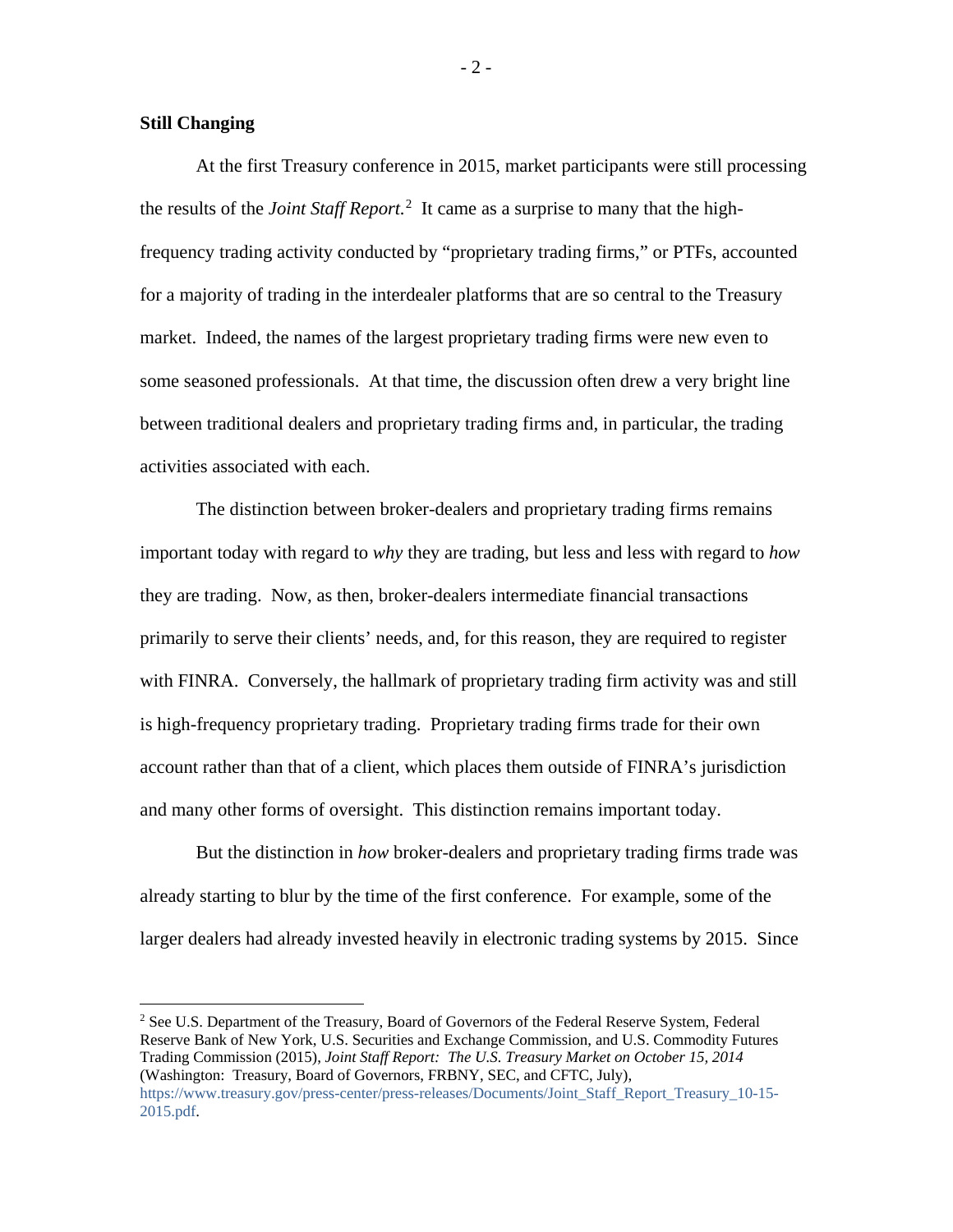**Still Changing**

At the first Treasury conference in 2015, market participants were still processing the results of the *Joint Staff Report.*[2] It came as a surprise to many that the high-frequency trading activity conducted by "proprietary trading firms," or PTFs, accounted for a majority of trading in the interdealer platforms that are so central to the Treasury market. Indeed, the names of the largest proprietary trading firms were new even to some seasoned professionals. At that time, the discussion often drew a very bright line between traditional dealers and proprietary trading firms and, in particular, the trading activities associated with each.

The distinction between broker-dealers and proprietary trading firms remains important today with regard to *why* they are trading, but less and less with regard to *how* they are trading. Now, as then, broker-dealers intermediate financial transactions primarily to serve their clients' needs, and, for this reason, they are required to register with FINRA. Conversely, the hallmark of proprietary trading firm activity was and still is high-frequency proprietary trading. Proprietary trading firms trade for their own account rather than that of a client, which places them outside of FINRA's jurisdiction and many other forms of oversight. This distinction remains important today.

But the distinction in *how* broker-dealers and proprietary trading firms trade was already starting to blur by the time of the first conference. For example, some of the larger dealers had already invested heavily in electronic trading systems by 2015. Since

[2] See U.S. Department of the Treasury, Board of Governors of the Federal Reserve System, Federal Reserve Bank of New York, U.S. Securities and Exchange Commission, and U.S. Commodity Futures Trading Commission (2015), *Joint Staff Report: The U.S. Treasury Market on October 15, 2014* (Washington: Treasury, Board of Governors, FRBNY, SEC, and CFTC, July), https://www.treasury.gov/press-center/press-releases/Documents/Joint_Staff_Report_Treasury_10-15-2015.pdf.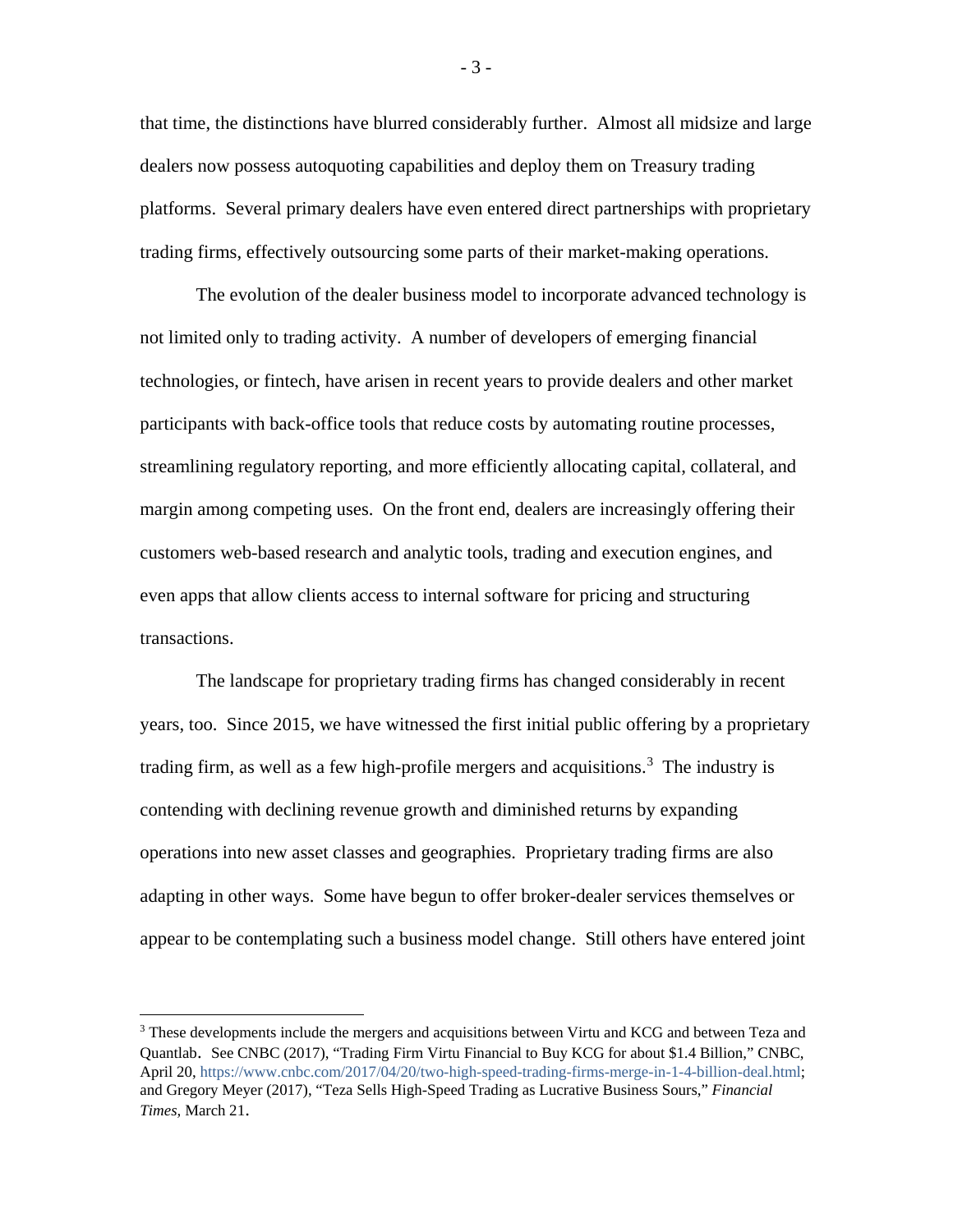that time, the distinctions have blurred considerably further. Almost all midsize and large dealers now possess autoquoting capabilities and deploy them on Treasury trading platforms. Several primary dealers have even entered direct partnerships with proprietary trading firms, effectively outsourcing some parts of their market-making operations.

The evolution of the dealer business model to incorporate advanced technology is not limited only to trading activity. A number of developers of emerging financial technologies, or fintech, have arisen in recent years to provide dealers and other market participants with back-office tools that reduce costs by automating routine processes, streamlining regulatory reporting, and more efficiently allocating capital, collateral, and margin among competing uses. On the front end, dealers are increasingly offering their customers web-based research and analytic tools, trading and execution engines, and even apps that allow clients access to internal software for pricing and structuring transactions.

The landscape for proprietary trading firms has changed considerably in recent years, too. Since 2015, we have witnessed the first initial public offering by a proprietary trading firm, as well as a few high-profile mergers and acquisitions.[3] The industry is contending with declining revenue growth and diminished returns by expanding operations into new asset classes and geographies. Proprietary trading firms are also adapting in other ways. Some have begun to offer broker-dealer services themselves or appear to be contemplating such a business model change. Still others have entered joint

---

[3] These developments include the mergers and acquisitions between Virtu and KCG and between Teza and Quantlab. See CNBC (2017), "Trading Firm Virtu Financial to Buy KCG for about $1.4 Billion," CNBC, April 20, https://www.cnbc.com/2017/04/20/two-high-speed-trading-firms-merge-in-1-4-billion-deal.html; and Gregory Meyer (2017), "Teza Sells High-Speed Trading as Lucrative Business Sours," *Financial Times*, March 21.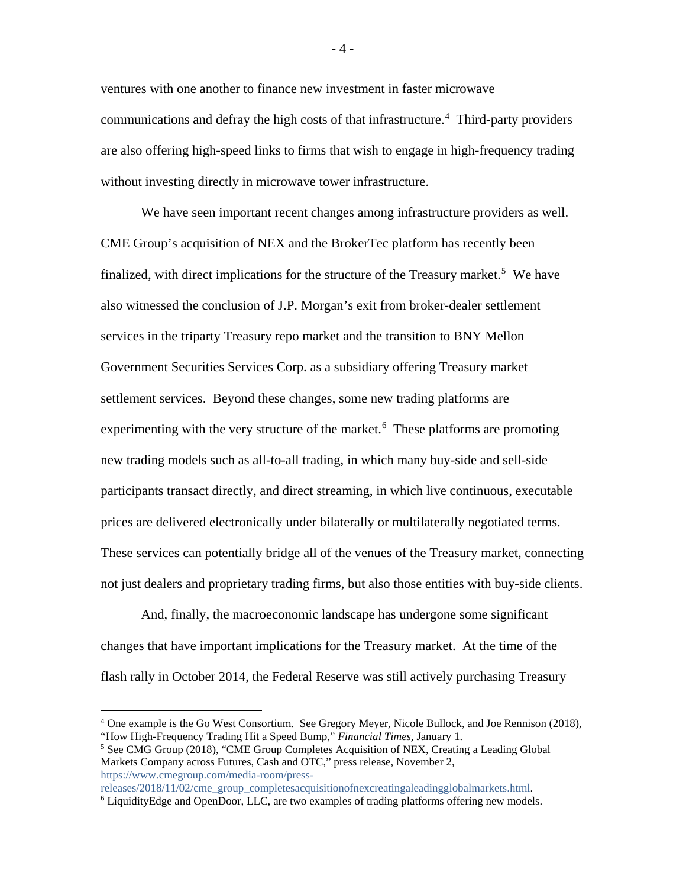ventures with one another to finance new investment in faster microwave communications and defray the high costs of that infrastructure.[4] Third-party providers are also offering high-speed links to firms that wish to engage in high-frequency trading without investing directly in microwave tower infrastructure.

We have seen important recent changes among infrastructure providers as well. CME Group's acquisition of NEX and the BrokerTec platform has recently been finalized, with direct implications for the structure of the Treasury market.[5] We have also witnessed the conclusion of J.P. Morgan's exit from broker-dealer settlement services in the triparty Treasury repo market and the transition to BNY Mellon Government Securities Services Corp. as a subsidiary offering Treasury market settlement services. Beyond these changes, some new trading platforms are experimenting with the very structure of the market.[6] These platforms are promoting new trading models such as all-to-all trading, in which many buy-side and sell-side participants transact directly, and direct streaming, in which live continuous, executable prices are delivered electronically under bilaterally or multilaterally negotiated terms. These services can potentially bridge all of the venues of the Treasury market, connecting not just dealers and proprietary trading firms, but also those entities with buy-side clients.

And, finally, the macroeconomic landscape has undergone some significant changes that have important implications for the Treasury market. At the time of the flash rally in October 2014, the Federal Reserve was still actively purchasing Treasury

---

[4] One example is the Go West Consortium. See Gregory Meyer, Nicole Bullock, and Joe Rennison (2018), "How High-Frequency Trading Hit a Speed Bump," *Financial Times*, January 1.

[5] See CMG Group (2018), "CME Group Completes Acquisition of NEX, Creating a Leading Global Markets Company across Futures, Cash and OTC," press release, November 2, https://www.cmegroup.com/media-room/press-releases/2018/11/02/cme_group_completesacquisitionofnexcreatingaleadingglobalmarkets.html.

[6] LiquidityEdge and OpenDoor, LLC, are two examples of trading platforms offering new models.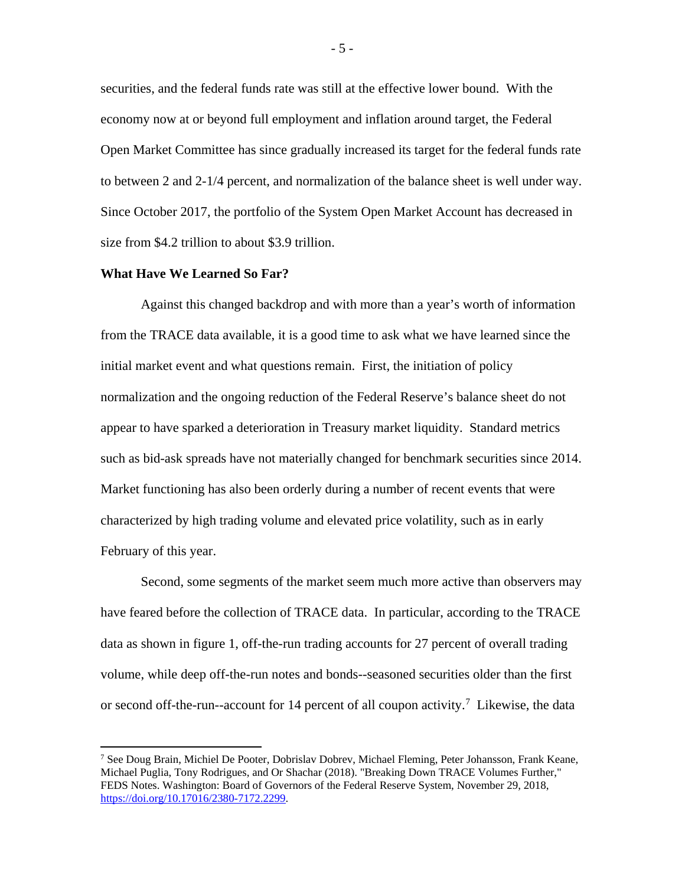securities, and the federal funds rate was still at the effective lower bound. With the economy now at or beyond full employment and inflation around target, the Federal Open Market Committee has since gradually increased its target for the federal funds rate to between 2 and 2-1/4 percent, and normalization of the balance sheet is well under way. Since October 2017, the portfolio of the System Open Market Account has decreased in size from $4.2 trillion to about $3.9 trillion.

**What Have We Learned So Far?**

Against this changed backdrop and with more than a year's worth of information from the TRACE data available, it is a good time to ask what we have learned since the initial market event and what questions remain. First, the initiation of policy normalization and the ongoing reduction of the Federal Reserve's balance sheet do not appear to have sparked a deterioration in Treasury market liquidity. Standard metrics such as bid-ask spreads have not materially changed for benchmark securities since 2014. Market functioning has also been orderly during a number of recent events that were characterized by high trading volume and elevated price volatility, such as in early February of this year.

Second, some segments of the market seem much more active than observers may have feared before the collection of TRACE data. In particular, according to the TRACE data as shown in figure 1, off-the-run trading accounts for 27 percent of overall trading volume, while deep off-the-run notes and bonds--seasoned securities older than the first or second off-the-run--account for 14 percent of all coupon activity.[7] Likewise, the data

[7] See Doug Brain, Michiel De Pooter, Dobrislav Dobrev, Michael Fleming, Peter Johansson, Frank Keane, Michael Puglia, Tony Rodrigues, and Or Shachar (2018). "Breaking Down TRACE Volumes Further," FEDS Notes. Washington: Board of Governors of the Federal Reserve System, November 29, 2018, https://doi.org/10.17016/2380-7172.2299.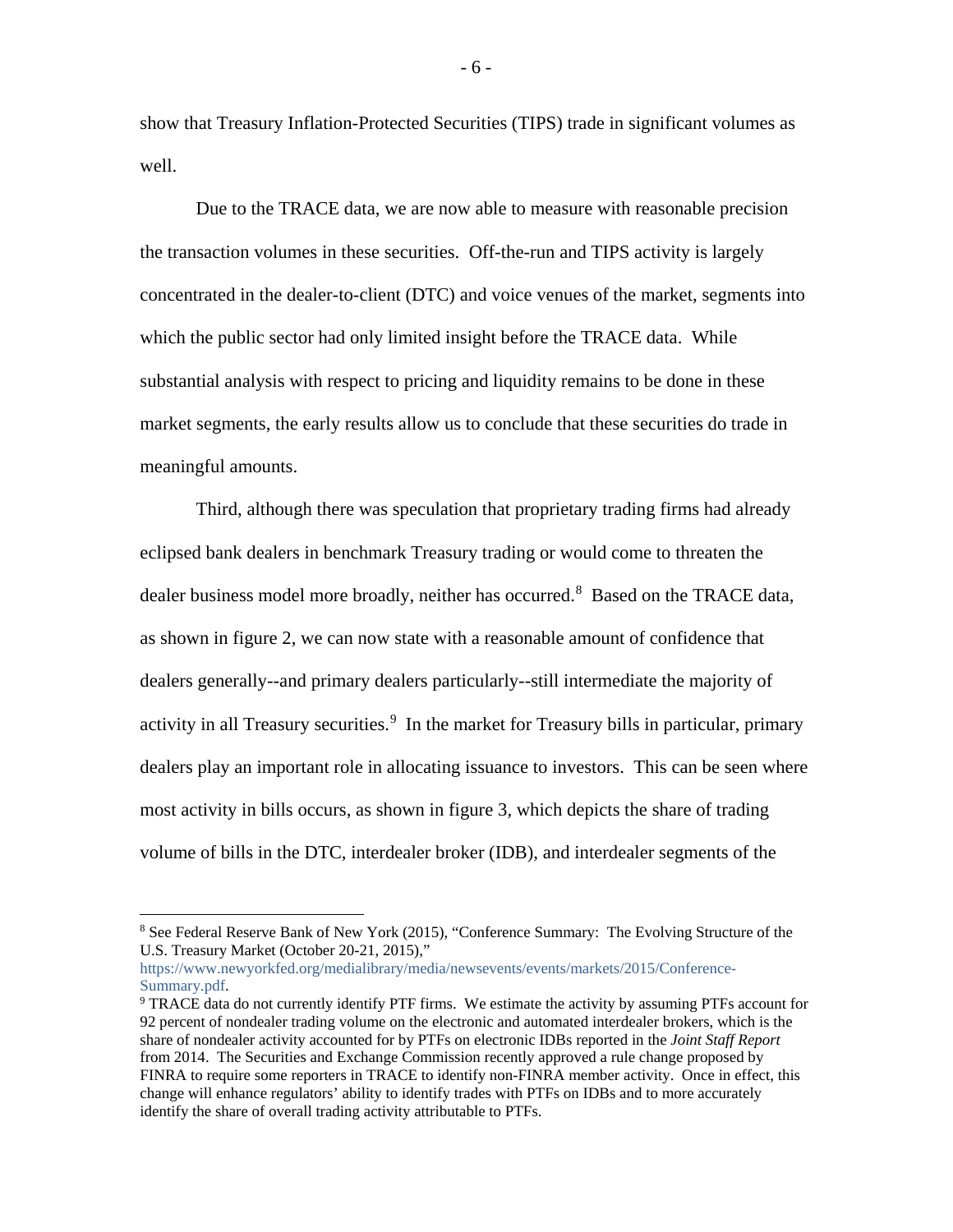show that Treasury Inflation-Protected Securities (TIPS) trade in significant volumes as well.

Due to the TRACE data, we are now able to measure with reasonable precision the transaction volumes in these securities. Off-the-run and TIPS activity is largely concentrated in the dealer-to-client (DTC) and voice venues of the market, segments into which the public sector had only limited insight before the TRACE data. While substantial analysis with respect to pricing and liquidity remains to be done in these market segments, the early results allow us to conclude that these securities do trade in meaningful amounts.

Third, although there was speculation that proprietary trading firms had already eclipsed bank dealers in benchmark Treasury trading or would come to threaten the dealer business model more broadly, neither has occurred.[8] Based on the TRACE data, as shown in figure 2, we can now state with a reasonable amount of confidence that dealers generally--and primary dealers particularly--still intermediate the majority of activity in all Treasury securities.[9] In the market for Treasury bills in particular, primary dealers play an important role in allocating issuance to investors. This can be seen where most activity in bills occurs, as shown in figure 3, which depicts the share of trading volume of bills in the DTC, interdealer broker (IDB), and interdealer segments of the

---

[8] See Federal Reserve Bank of New York (2015), "Conference Summary: The Evolving Structure of the U.S. Treasury Market (October 20-21, 2015)," https://www.newyorkfed.org/medialibrary/media/newsevents/events/markets/2015/Conference-Summary.pdf.

[9] TRACE data do not currently identify PTF firms. We estimate the activity by assuming PTFs account for 92 percent of nondealer trading volume on the electronic and automated interdealer brokers, which is the share of nondealer activity accounted for by PTFs on electronic IDBs reported in the *Joint Staff Report* from 2014. The Securities and Exchange Commission recently approved a rule change proposed by FINRA to require some reporters in TRACE to identify non-FINRA member activity. Once in effect, this change will enhance regulators' ability to identify trades with PTFs on IDBs and to more accurately identify the share of overall trading activity attributable to PTFs.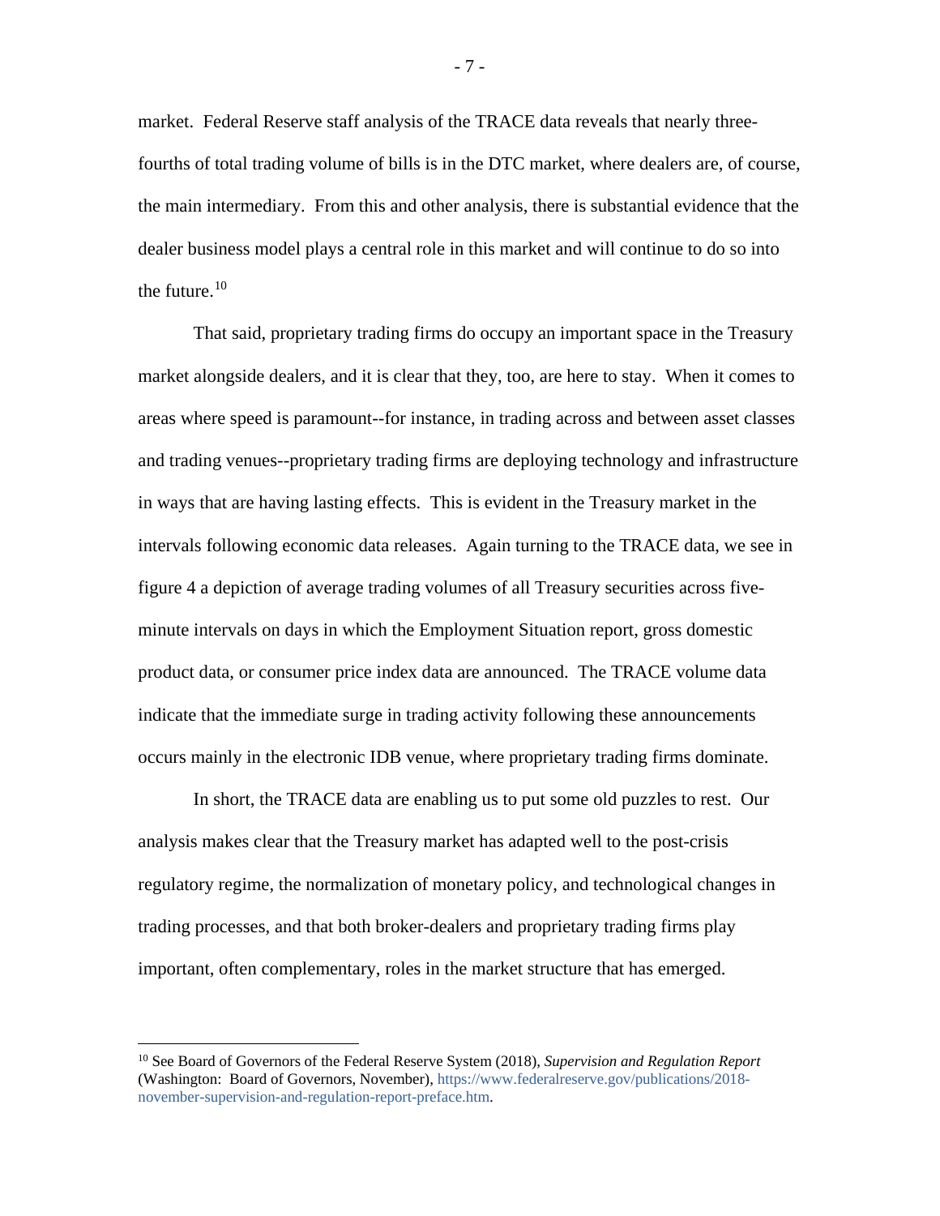market. Federal Reserve staff analysis of the TRACE data reveals that nearly three-fourths of total trading volume of bills is in the DTC market, where dealers are, of course, the main intermediary. From this and other analysis, there is substantial evidence that the dealer business model plays a central role in this market and will continue to do so into the future.[10]

That said, proprietary trading firms do occupy an important space in the Treasury market alongside dealers, and it is clear that they, too, are here to stay. When it comes to areas where speed is paramount--for instance, in trading across and between asset classes and trading venues--proprietary trading firms are deploying technology and infrastructure in ways that are having lasting effects. This is evident in the Treasury market in the intervals following economic data releases. Again turning to the TRACE data, we see in figure 4 a depiction of average trading volumes of all Treasury securities across five-minute intervals on days in which the Employment Situation report, gross domestic product data, or consumer price index data are announced. The TRACE volume data indicate that the immediate surge in trading activity following these announcements occurs mainly in the electronic IDB venue, where proprietary trading firms dominate.

In short, the TRACE data are enabling us to put some old puzzles to rest. Our analysis makes clear that the Treasury market has adapted well to the post-crisis regulatory regime, the normalization of monetary policy, and technological changes in trading processes, and that both broker-dealers and proprietary trading firms play important, often complementary, roles in the market structure that has emerged.

---

[10] See Board of Governors of the Federal Reserve System (2018), *Supervision and Regulation Report* (Washington: Board of Governors, November), https://www.federalreserve.gov/publications/2018-november-supervision-and-regulation-report-preface.htm.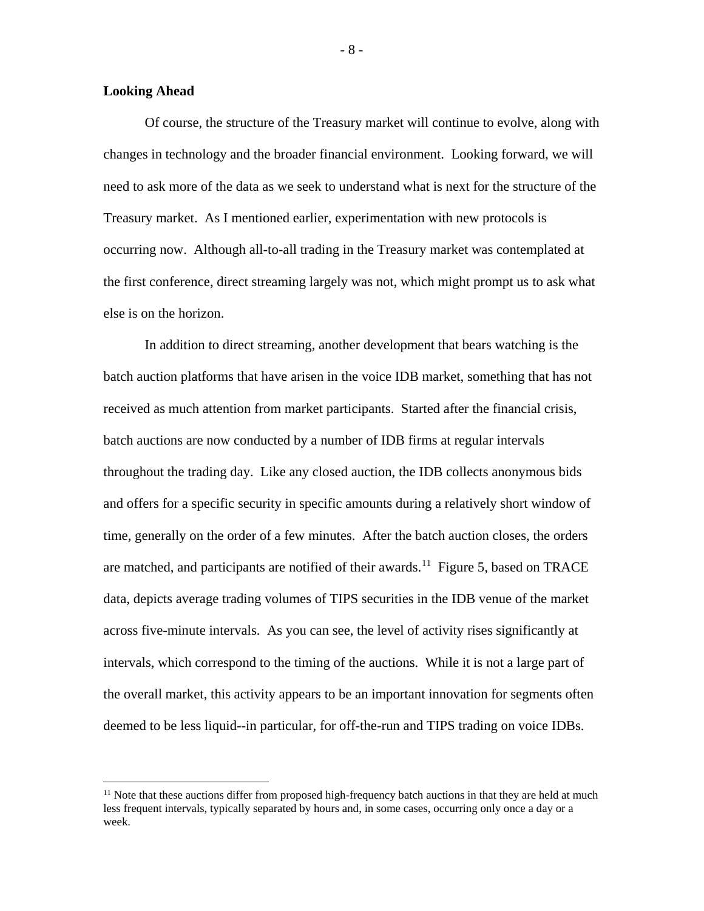## Looking Ahead

Of course, the structure of the Treasury market will continue to evolve, along with changes in technology and the broader financial environment. Looking forward, we will need to ask more of the data as we seek to understand what is next for the structure of the Treasury market. As I mentioned earlier, experimentation with new protocols is occurring now. Although all-to-all trading in the Treasury market was contemplated at the first conference, direct streaming largely was not, which might prompt us to ask what else is on the horizon.

In addition to direct streaming, another development that bears watching is the batch auction platforms that have arisen in the voice IDB market, something that has not received as much attention from market participants. Started after the financial crisis, batch auctions are now conducted by a number of IDB firms at regular intervals throughout the trading day. Like any closed auction, the IDB collects anonymous bids and offers for a specific security in specific amounts during a relatively short window of time, generally on the order of a few minutes. After the batch auction closes, the orders are matched, and participants are notified of their awards.[11] Figure 5, based on TRACE data, depicts average trading volumes of TIPS securities in the IDB venue of the market across five-minute intervals. As you can see, the level of activity rises significantly at intervals, which correspond to the timing of the auctions. While it is not a large part of the overall market, this activity appears to be an important innovation for segments often deemed to be less liquid--in particular, for off-the-run and TIPS trading on voice IDBs.

---

[11] Note that these auctions differ from proposed high-frequency batch auctions in that they are held at much less frequent intervals, typically separated by hours and, in some cases, occurring only once a day or a week.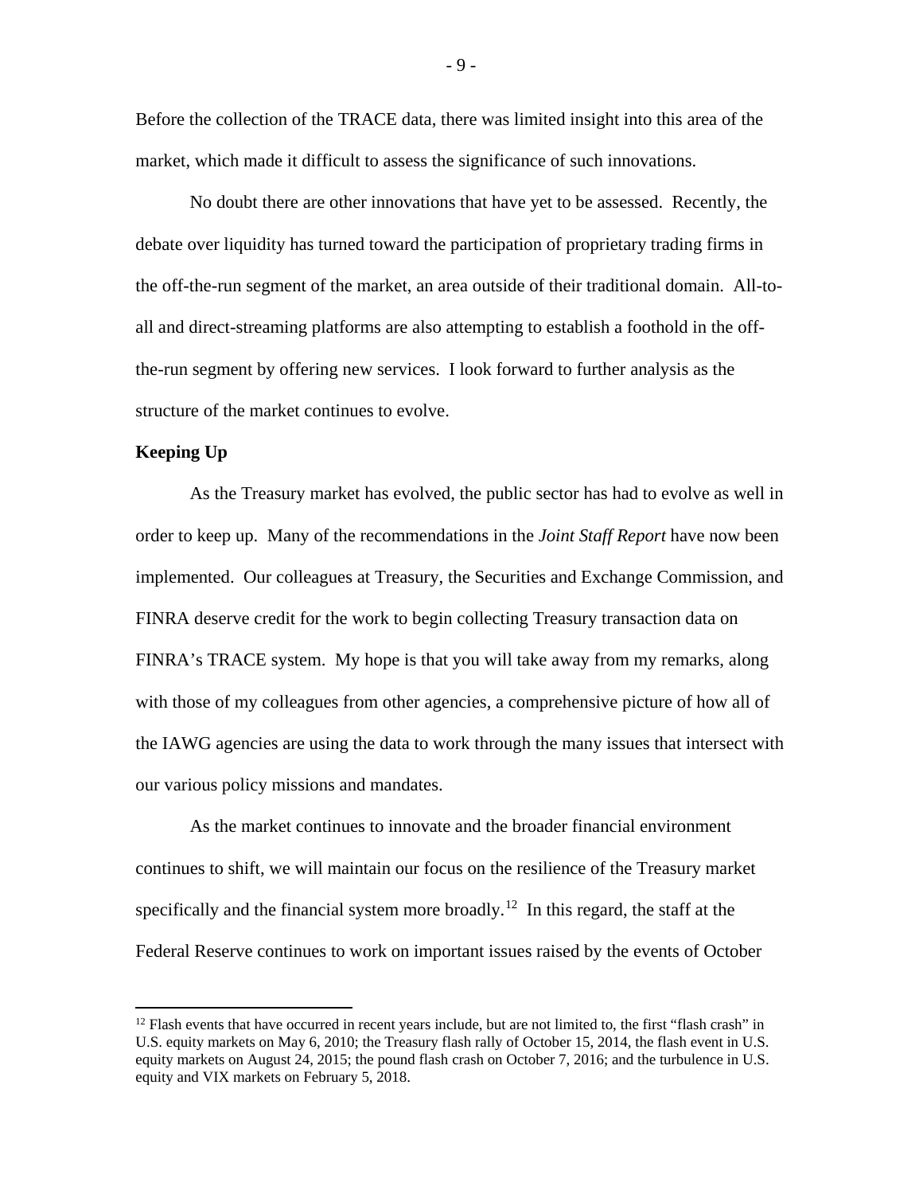Before the collection of the TRACE data, there was limited insight into this area of the market, which made it difficult to assess the significance of such innovations.

No doubt there are other innovations that have yet to be assessed. Recently, the debate over liquidity has turned toward the participation of proprietary trading firms in the off-the-run segment of the market, an area outside of their traditional domain. All-to-all and direct-streaming platforms are also attempting to establish a foothold in the off-the-run segment by offering new services. I look forward to further analysis as the structure of the market continues to evolve.

**Keeping Up**

As the Treasury market has evolved, the public sector has had to evolve as well in order to keep up. Many of the recommendations in the *Joint Staff Report* have now been implemented. Our colleagues at Treasury, the Securities and Exchange Commission, and FINRA deserve credit for the work to begin collecting Treasury transaction data on FINRA's TRACE system. My hope is that you will take away from my remarks, along with those of my colleagues from other agencies, a comprehensive picture of how all of the IAWG agencies are using the data to work through the many issues that intersect with our various policy missions and mandates.

As the market continues to innovate and the broader financial environment continues to shift, we will maintain our focus on the resilience of the Treasury market specifically and the financial system more broadly.[12] In this regard, the staff at the Federal Reserve continues to work on important issues raised by the events of October

[12] Flash events that have occurred in recent years include, but are not limited to, the first "flash crash" in U.S. equity markets on May 6, 2010; the Treasury flash rally of October 15, 2014, the flash event in U.S. equity markets on August 24, 2015; the pound flash crash on October 7, 2016; and the turbulence in U.S. equity and VIX markets on February 5, 2018.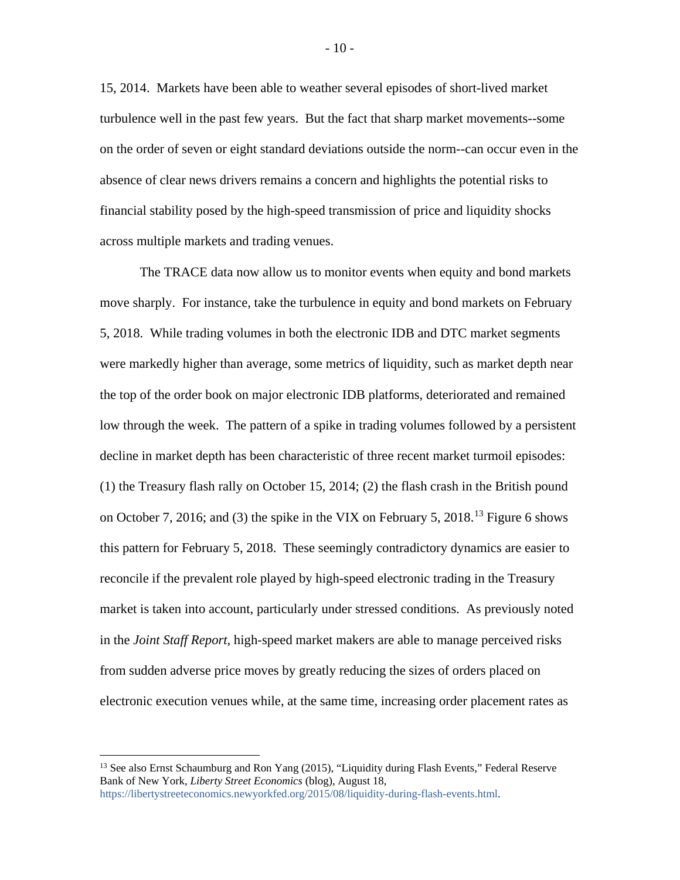15, 2014. Markets have been able to weather several episodes of short-lived market turbulence well in the past few years. But the fact that sharp market movements--some on the order of seven or eight standard deviations outside the norm--can occur even in the absence of clear news drivers remains a concern and highlights the potential risks to financial stability posed by the high-speed transmission of price and liquidity shocks across multiple markets and trading venues.

The TRACE data now allow us to monitor events when equity and bond markets move sharply. For instance, take the turbulence in equity and bond markets on February 5, 2018. While trading volumes in both the electronic IDB and DTC market segments were markedly higher than average, some metrics of liquidity, such as market depth near the top of the order book on major electronic IDB platforms, deteriorated and remained low through the week. The pattern of a spike in trading volumes followed by a persistent decline in market depth has been characteristic of three recent market turmoil episodes: (1) the Treasury flash rally on October 15, 2014; (2) the flash crash in the British pound on October 7, 2016; and (3) the spike in the VIX on February 5, 2018.[13] Figure 6 shows this pattern for February 5, 2018. These seemingly contradictory dynamics are easier to reconcile if the prevalent role played by high-speed electronic trading in the Treasury market is taken into account, particularly under stressed conditions. As previously noted in the *Joint Staff Report*, high-speed market makers are able to manage perceived risks from sudden adverse price moves by greatly reducing the sizes of orders placed on electronic execution venues while, at the same time, increasing order placement rates as

[13] See also Ernst Schaumburg and Ron Yang (2015), "Liquidity during Flash Events," Federal Reserve Bank of New York, *Liberty Street Economics* (blog), August 18, https://libertystreeteconomics.newyorkfed.org/2015/08/liquidity-during-flash-events.html.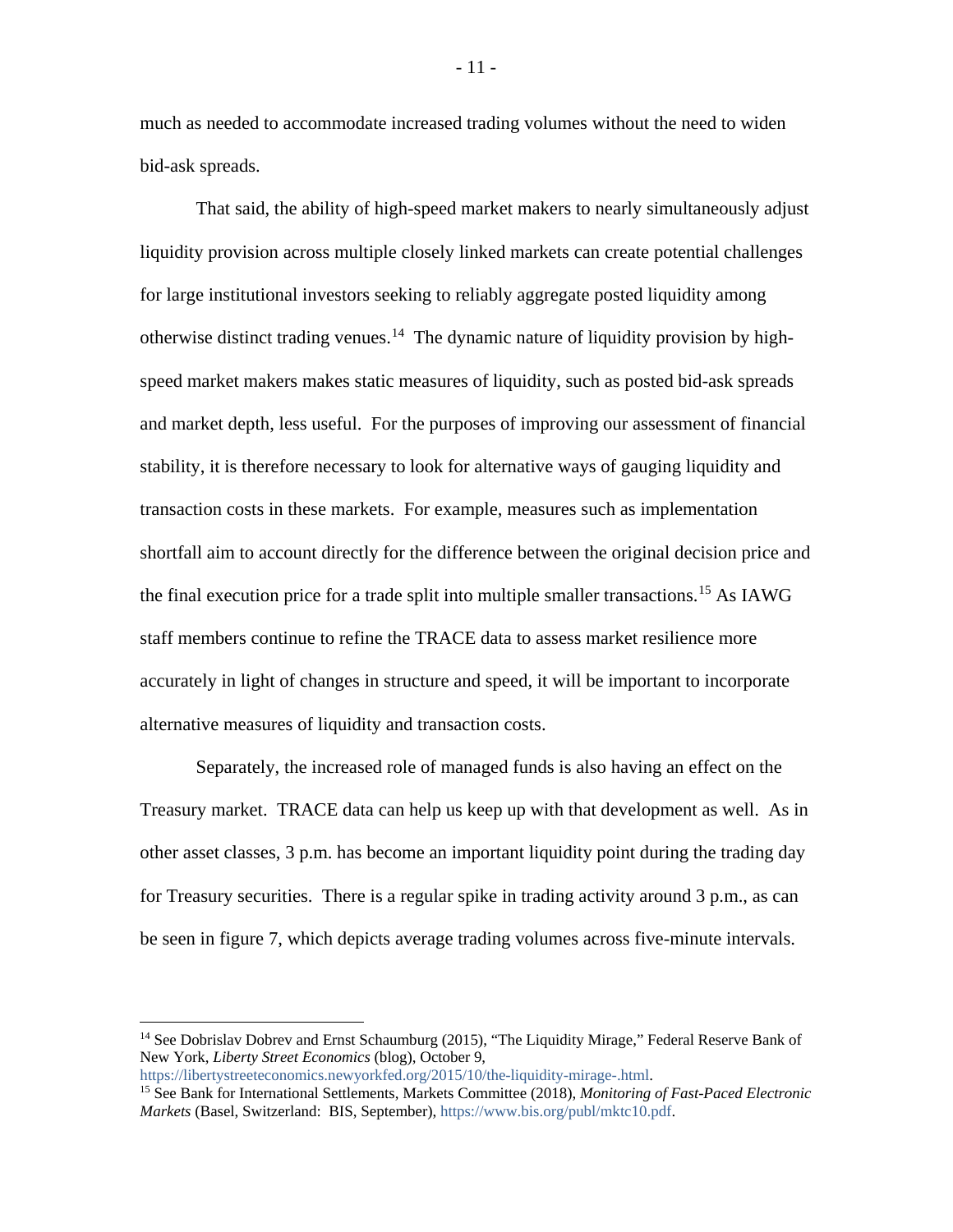much as needed to accommodate increased trading volumes without the need to widen bid-ask spreads.

That said, the ability of high-speed market makers to nearly simultaneously adjust liquidity provision across multiple closely linked markets can create potential challenges for large institutional investors seeking to reliably aggregate posted liquidity among otherwise distinct trading venues.[14] The dynamic nature of liquidity provision by high-speed market makers makes static measures of liquidity, such as posted bid-ask spreads and market depth, less useful. For the purposes of improving our assessment of financial stability, it is therefore necessary to look for alternative ways of gauging liquidity and transaction costs in these markets. For example, measures such as implementation shortfall aim to account directly for the difference between the original decision price and the final execution price for a trade split into multiple smaller transactions.[15] As IAWG staff members continue to refine the TRACE data to assess market resilience more accurately in light of changes in structure and speed, it will be important to incorporate alternative measures of liquidity and transaction costs.

Separately, the increased role of managed funds is also having an effect on the Treasury market. TRACE data can help us keep up with that development as well. As in other asset classes, 3 p.m. has become an important liquidity point during the trading day for Treasury securities. There is a regular spike in trading activity around 3 p.m., as can be seen in figure 7, which depicts average trading volumes across five-minute intervals.

---

[14] See Dobrislav Dobrev and Ernst Schaumburg (2015), "The Liquidity Mirage," Federal Reserve Bank of New York, *Liberty Street Economics* (blog), October 9, https://libertystreeteconomics.newyorkfed.org/2015/10/the-liquidity-mirage-.html.

[15] See Bank for International Settlements, Markets Committee (2018), *Monitoring of Fast-Paced Electronic Markets* (Basel, Switzerland: BIS, September), https://www.bis.org/publ/mktc10.pdf.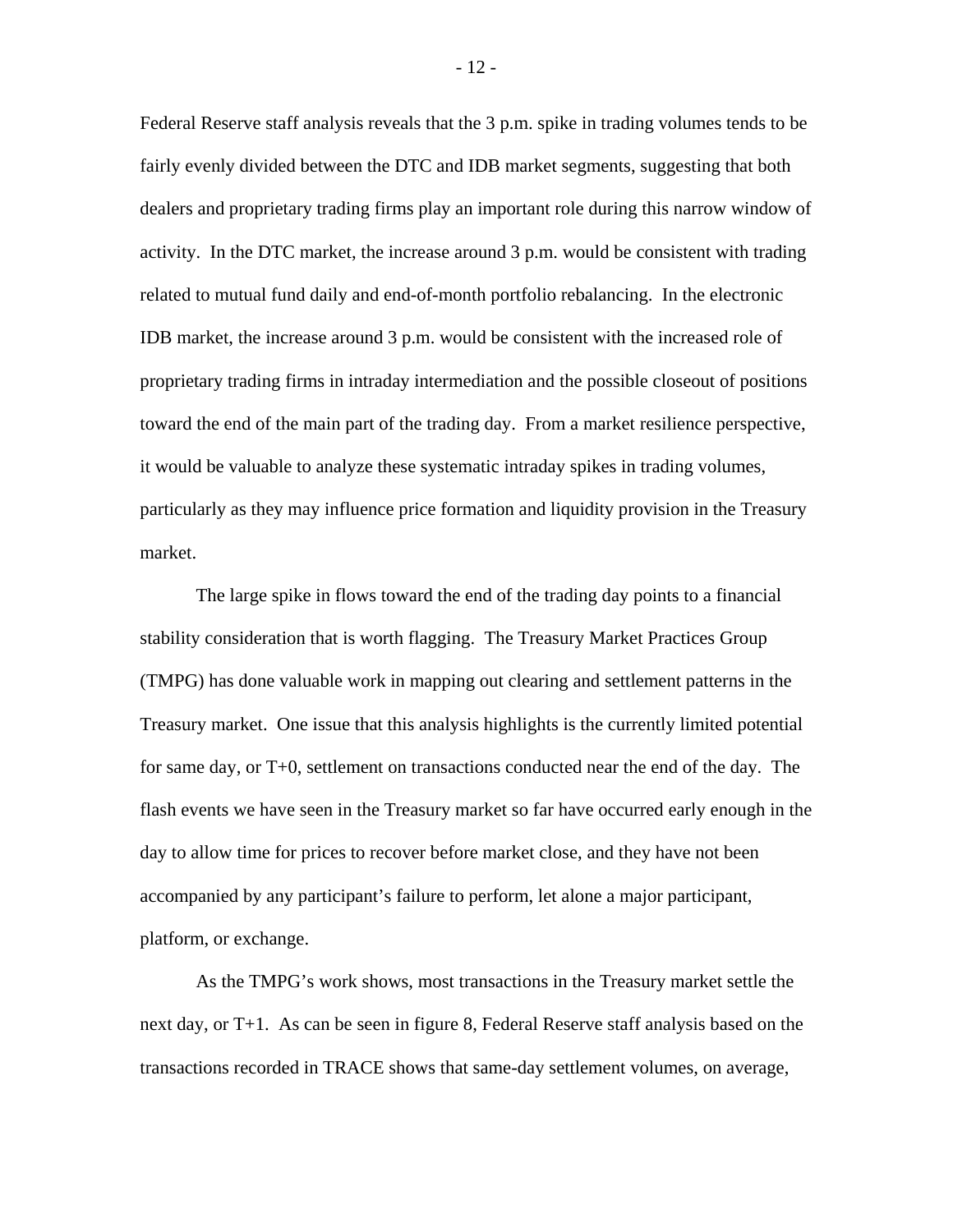Federal Reserve staff analysis reveals that the 3 p.m. spike in trading volumes tends to be fairly evenly divided between the DTC and IDB market segments, suggesting that both dealers and proprietary trading firms play an important role during this narrow window of activity. In the DTC market, the increase around 3 p.m. would be consistent with trading related to mutual fund daily and end-of-month portfolio rebalancing. In the electronic IDB market, the increase around 3 p.m. would be consistent with the increased role of proprietary trading firms in intraday intermediation and the possible closeout of positions toward the end of the main part of the trading day. From a market resilience perspective, it would be valuable to analyze these systematic intraday spikes in trading volumes, particularly as they may influence price formation and liquidity provision in the Treasury market.

The large spike in flows toward the end of the trading day points to a financial stability consideration that is worth flagging. The Treasury Market Practices Group (TMPG) has done valuable work in mapping out clearing and settlement patterns in the Treasury market. One issue that this analysis highlights is the currently limited potential for same day, or T+0, settlement on transactions conducted near the end of the day. The flash events we have seen in the Treasury market so far have occurred early enough in the day to allow time for prices to recover before market close, and they have not been accompanied by any participant's failure to perform, let alone a major participant, platform, or exchange.

As the TMPG's work shows, most transactions in the Treasury market settle the next day, or T+1. As can be seen in figure 8, Federal Reserve staff analysis based on the transactions recorded in TRACE shows that same-day settlement volumes, on average,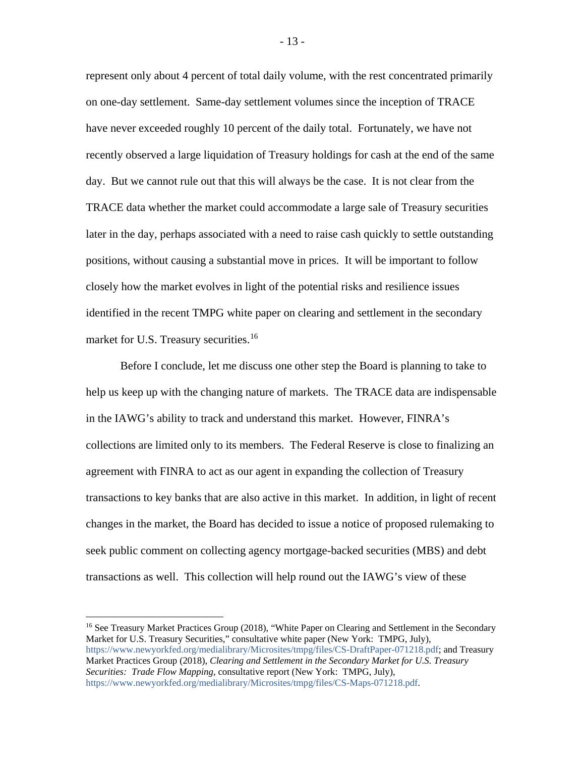represent only about 4 percent of total daily volume, with the rest concentrated primarily on one-day settlement. Same-day settlement volumes since the inception of TRACE have never exceeded roughly 10 percent of the daily total. Fortunately, we have not recently observed a large liquidation of Treasury holdings for cash at the end of the same day. But we cannot rule out that this will always be the case. It is not clear from the TRACE data whether the market could accommodate a large sale of Treasury securities later in the day, perhaps associated with a need to raise cash quickly to settle outstanding positions, without causing a substantial move in prices. It will be important to follow closely how the market evolves in light of the potential risks and resilience issues identified in the recent TMPG white paper on clearing and settlement in the secondary market for U.S. Treasury securities.[16]

Before I conclude, let me discuss one other step the Board is planning to take to help us keep up with the changing nature of markets. The TRACE data are indispensable in the IAWG's ability to track and understand this market. However, FINRA's collections are limited only to its members. The Federal Reserve is close to finalizing an agreement with FINRA to act as our agent in expanding the collection of Treasury transactions to key banks that are also active in this market. In addition, in light of recent changes in the market, the Board has decided to issue a notice of proposed rulemaking to seek public comment on collecting agency mortgage-backed securities (MBS) and debt transactions as well. This collection will help round out the IAWG's view of these

---

[16] See Treasury Market Practices Group (2018), "White Paper on Clearing and Settlement in the Secondary Market for U.S. Treasury Securities," consultative white paper (New York: TMPG, July), https://www.newyorkfed.org/medialibrary/Microsites/tmpg/files/CS-DraftPaper-071218.pdf; and Treasury Market Practices Group (2018), *Clearing and Settlement in the Secondary Market for U.S. Treasury Securities: Trade Flow Mapping,* consultative report (New York: TMPG, July), https://www.newyorkfed.org/medialibrary/Microsites/tmpg/files/CS-Maps-071218.pdf.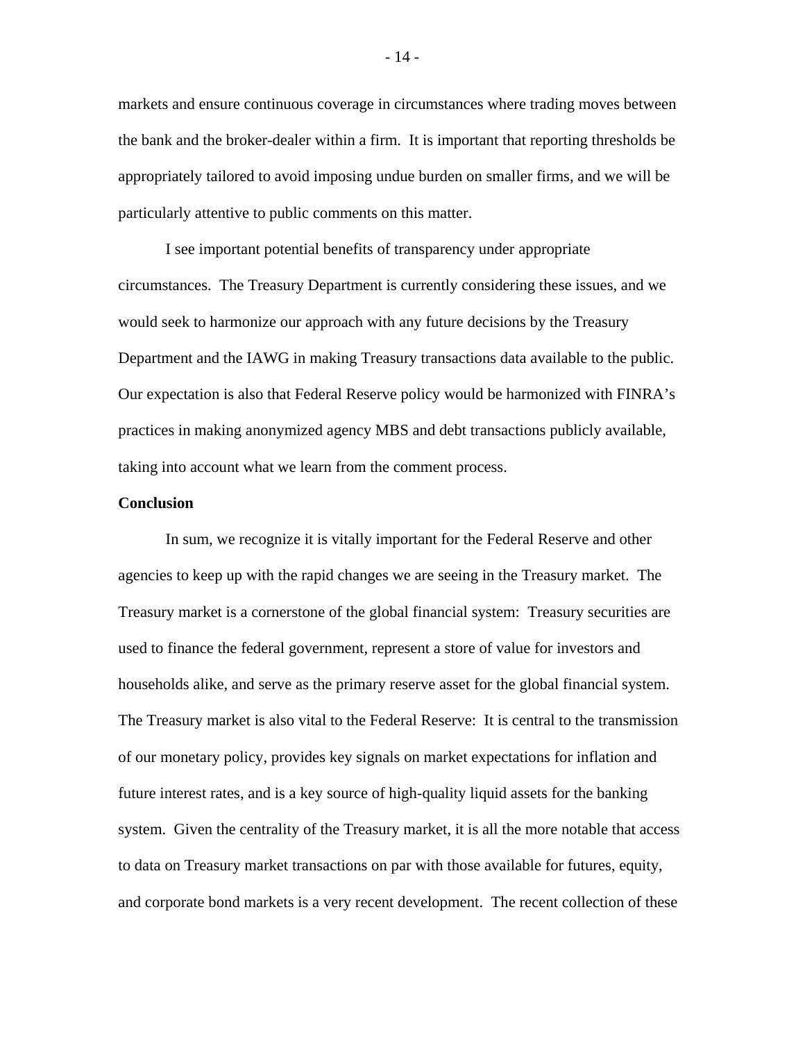markets and ensure continuous coverage in circumstances where trading moves between the bank and the broker-dealer within a firm. It is important that reporting thresholds be appropriately tailored to avoid imposing undue burden on smaller firms, and we will be particularly attentive to public comments on this matter.

I see important potential benefits of transparency under appropriate circumstances. The Treasury Department is currently considering these issues, and we would seek to harmonize our approach with any future decisions by the Treasury Department and the IAWG in making Treasury transactions data available to the public. Our expectation is also that Federal Reserve policy would be harmonized with FINRA's practices in making anonymized agency MBS and debt transactions publicly available, taking into account what we learn from the comment process.

**Conclusion**

In sum, we recognize it is vitally important for the Federal Reserve and other agencies to keep up with the rapid changes we are seeing in the Treasury market. The Treasury market is a cornerstone of the global financial system: Treasury securities are used to finance the federal government, represent a store of value for investors and households alike, and serve as the primary reserve asset for the global financial system. The Treasury market is also vital to the Federal Reserve: It is central to the transmission of our monetary policy, provides key signals on market expectations for inflation and future interest rates, and is a key source of high-quality liquid assets for the banking system. Given the centrality of the Treasury market, it is all the more notable that access to data on Treasury market transactions on par with those available for futures, equity, and corporate bond markets is a very recent development. The recent collection of these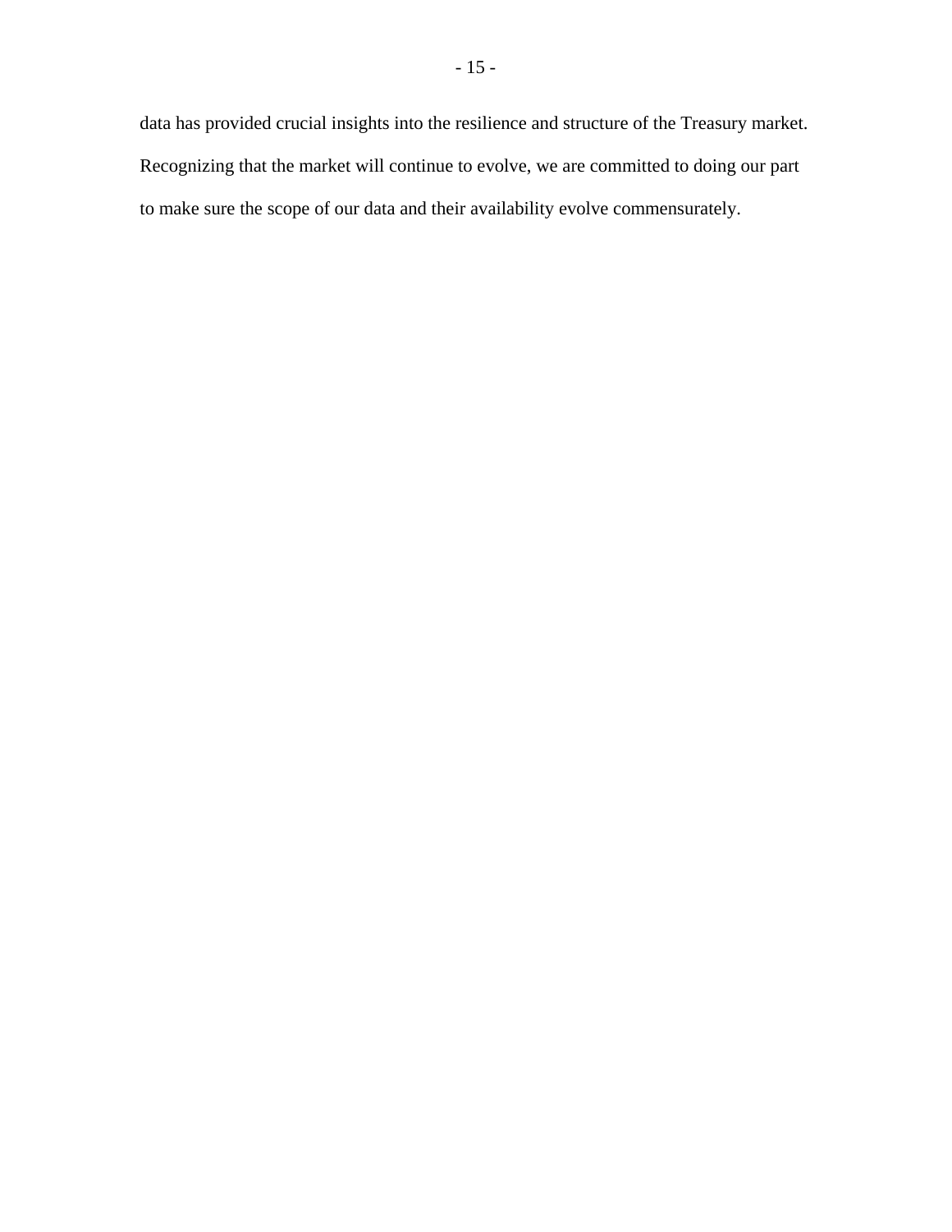data has provided crucial insights into the resilience and structure of the Treasury market. Recognizing that the market will continue to evolve, we are committed to doing our part to make sure the scope of our data and their availability evolve commensurately.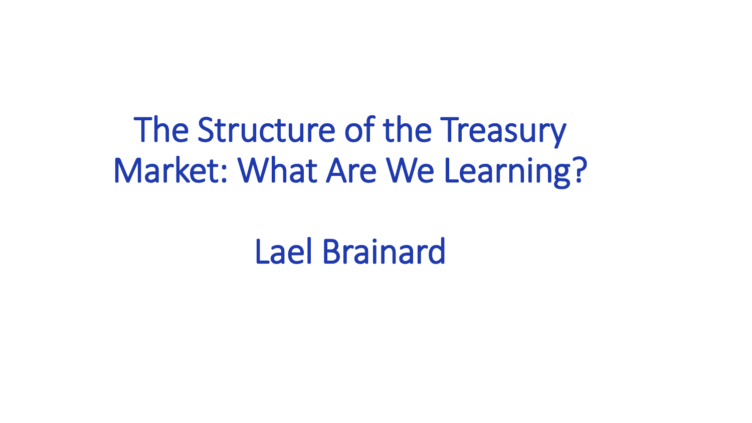# The Structure of the Treasury Market: What Are We Learning?

Lael Brainard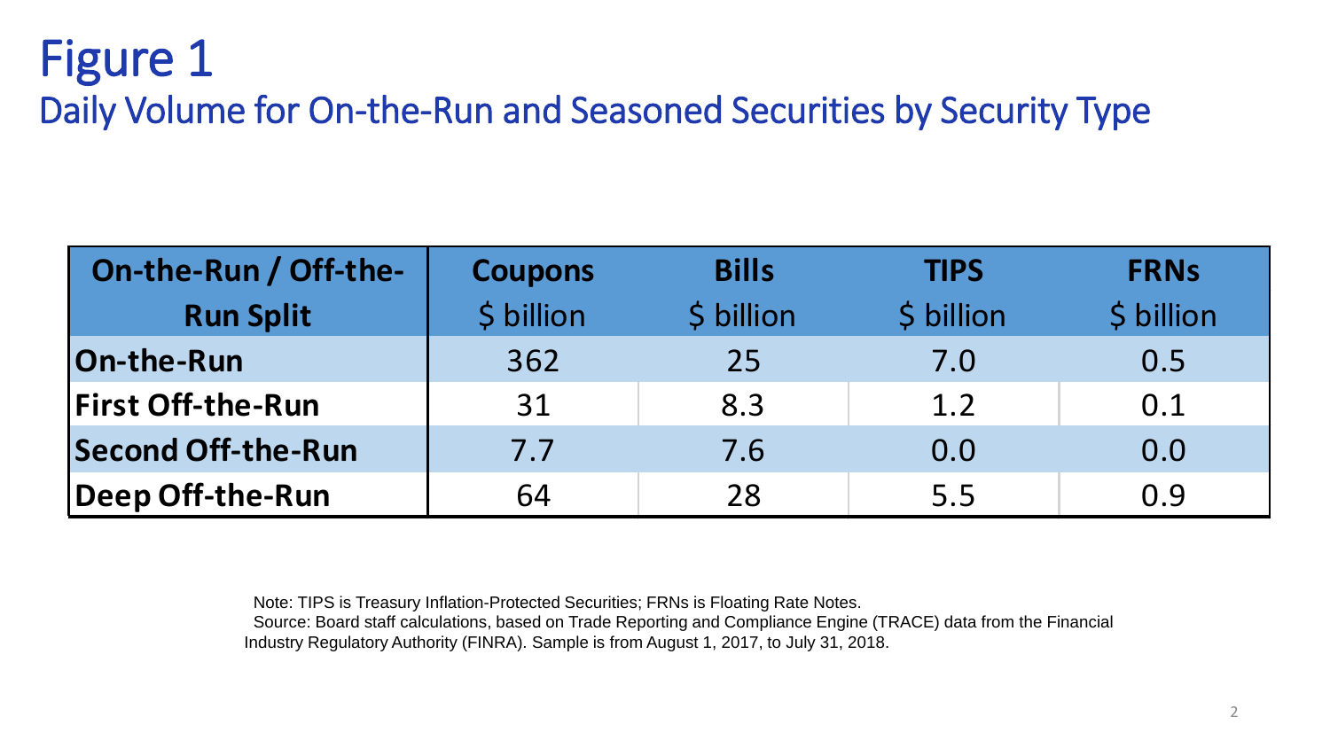# Figure 1

## Daily Volume for On-the-Run and Seasoned Securities by Security Type

| On-the-Run / Off-the-Run Split | Coupons<br>$ billion | Bills<br>$ billion | TIPS<br>$ billion | FRNs<br>$ billion |
|---|---|---|---|---|
| **On-the-Run** | 362 | 25 | 7.0 | 0.5 |
| **First Off-the-Run** | 31 | 8.3 | 1.2 | 0.1 |
| **Second Off-the-Run** | 7.7 | 7.6 | 0.0 | 0.0 |
| **Deep Off-the-Run** | 64 | 28 | 5.5 | 0.9 |

Note: TIPS is Treasury Inflation-Protected Securities; FRNs is Floating Rate Notes.
Source: Board staff calculations, based on Trade Reporting and Compliance Engine (TRACE) data from the Financial Industry Regulatory Authority (FINRA). Sample is from August 1, 2017, to July 31, 2018.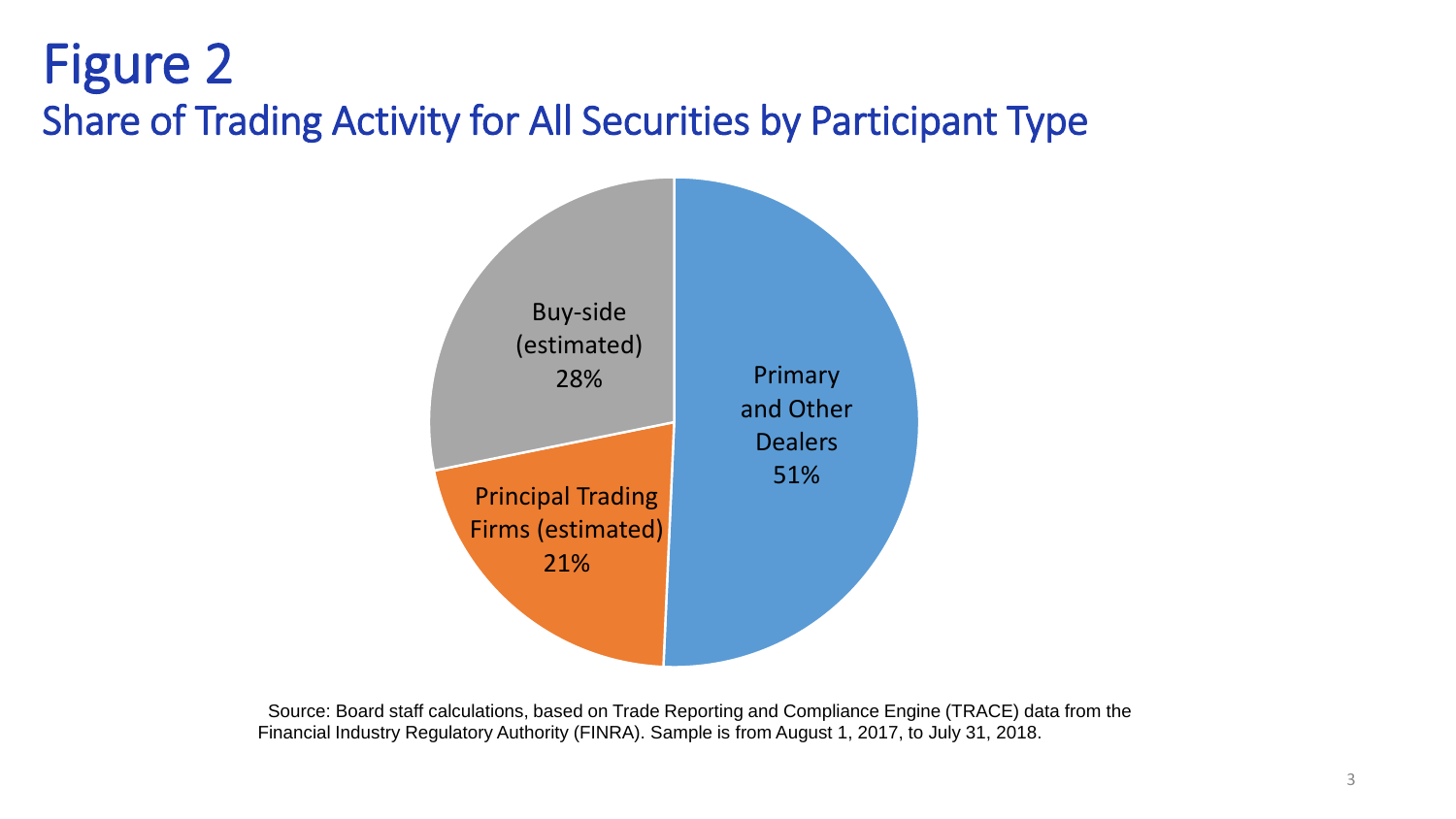# Figure 2

## Share of Trading Activity for All Securities by Participant Type

- Primary and Other Dealers: 51%
- Buy-side (estimated): 28%
- Principal Trading Firms (estimated): 21%

Source: Board staff calculations, based on Trade Reporting and Compliance Engine (TRACE) data from the Financial Industry Regulatory Authority (FINRA). Sample is from August 1, 2017, to July 31, 2018.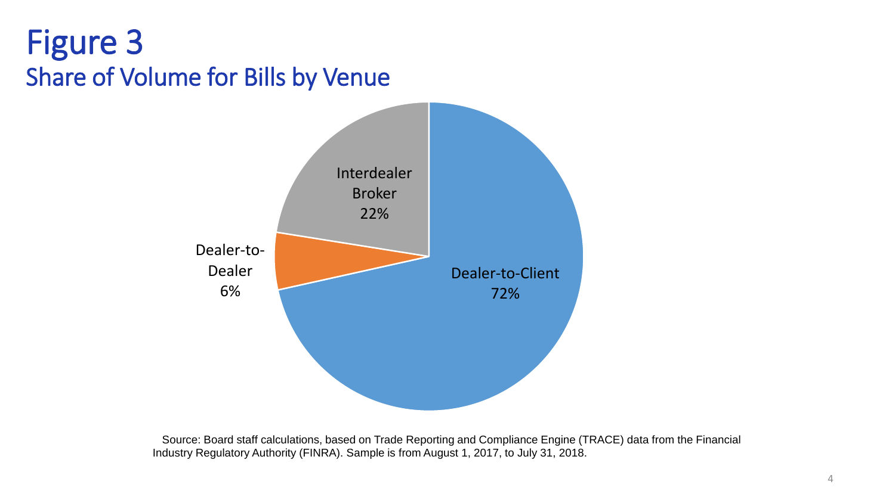# Figure 3

## Share of Volume for Bills by Venue

Interdealer Broker 22%

Dealer-to-Dealer 6%

Dealer-to-Client 72%

Source: Board staff calculations, based on Trade Reporting and Compliance Engine (TRACE) data from the Financial Industry Regulatory Authority (FINRA). Sample is from August 1, 2017, to July 31, 2018.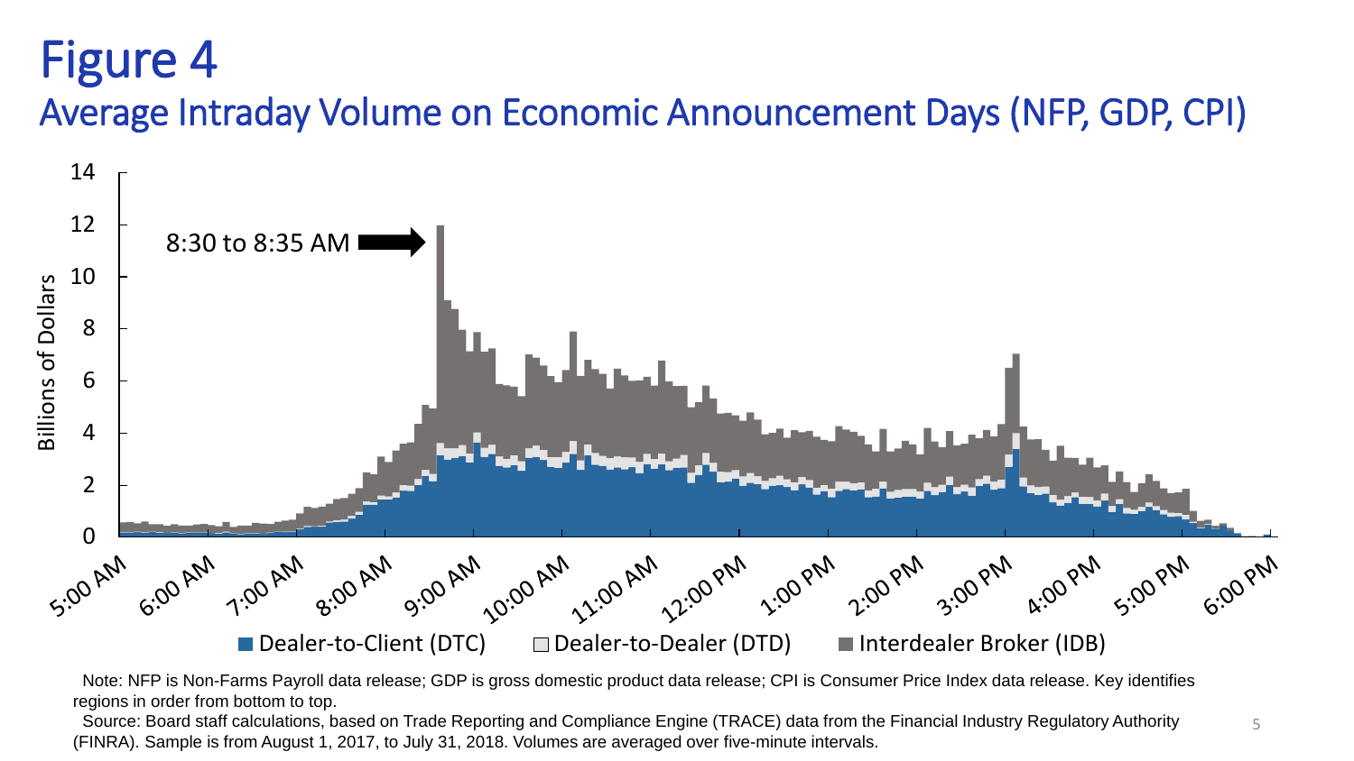# Figure 4

## Average Intraday Volume on Economic Announcement Days (NFP, GDP, CPI)

Note: NFP is Non-Farms Payroll data release; GDP is gross domestic product data release; CPI is Consumer Price Index data release. Key identifies regions in order from bottom to top.

Source: Board staff calculations, based on Trade Reporting and Compliance Engine (TRACE) data from the Financial Industry Regulatory Authority (FINRA). Sample is from August 1, 2017, to July 31, 2018. Volumes are averaged over five-minute intervals.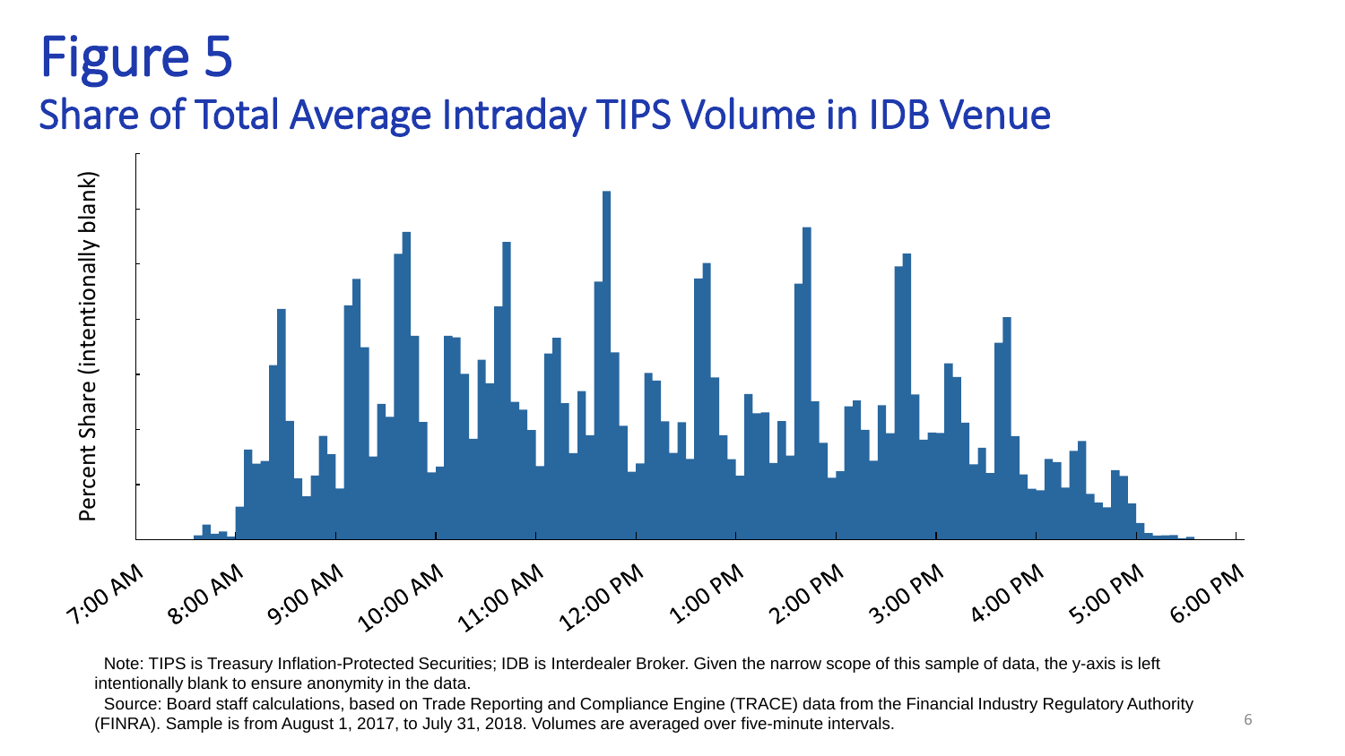# Figure 5

## Share of Total Average Intraday TIPS Volume in IDB Venue

Note: TIPS is Treasury Inflation-Protected Securities; IDB is Interdealer Broker. Given the narrow scope of this sample of data, the y-axis is left intentionally blank to ensure anonymity in the data.

Source: Board staff calculations, based on Trade Reporting and Compliance Engine (TRACE) data from the Financial Industry Regulatory Authority (FINRA). Sample is from August 1, 2017, to July 31, 2018. Volumes are averaged over five-minute intervals.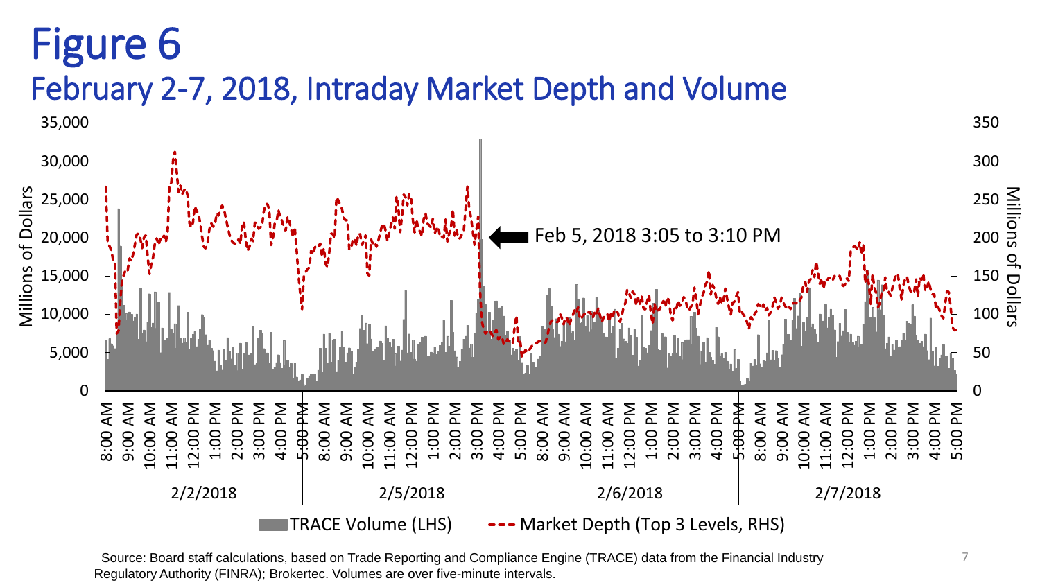# Figure 6

## February 2-7, 2018, Intraday Market Depth and Volume

Source: Board staff calculations, based on Trade Reporting and Compliance Engine (TRACE) data from the Financial Industry Regulatory Authority (FINRA); Brokertec. Volumes are over five-minute intervals.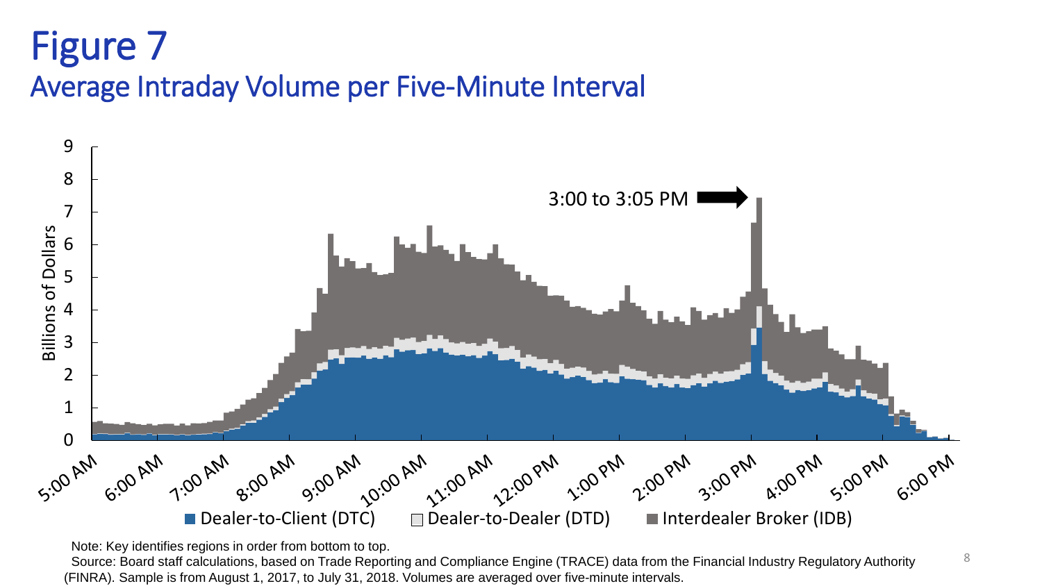# Figure 7

## Average Intraday Volume per Five-Minute Interval

Note: Key identifies regions in order from bottom to top.

Source: Board staff calculations, based on Trade Reporting and Compliance Engine (TRACE) data from the Financial Industry Regulatory Authority (FINRA). Sample is from August 1, 2017, to July 31, 2018. Volumes are averaged over five-minute intervals.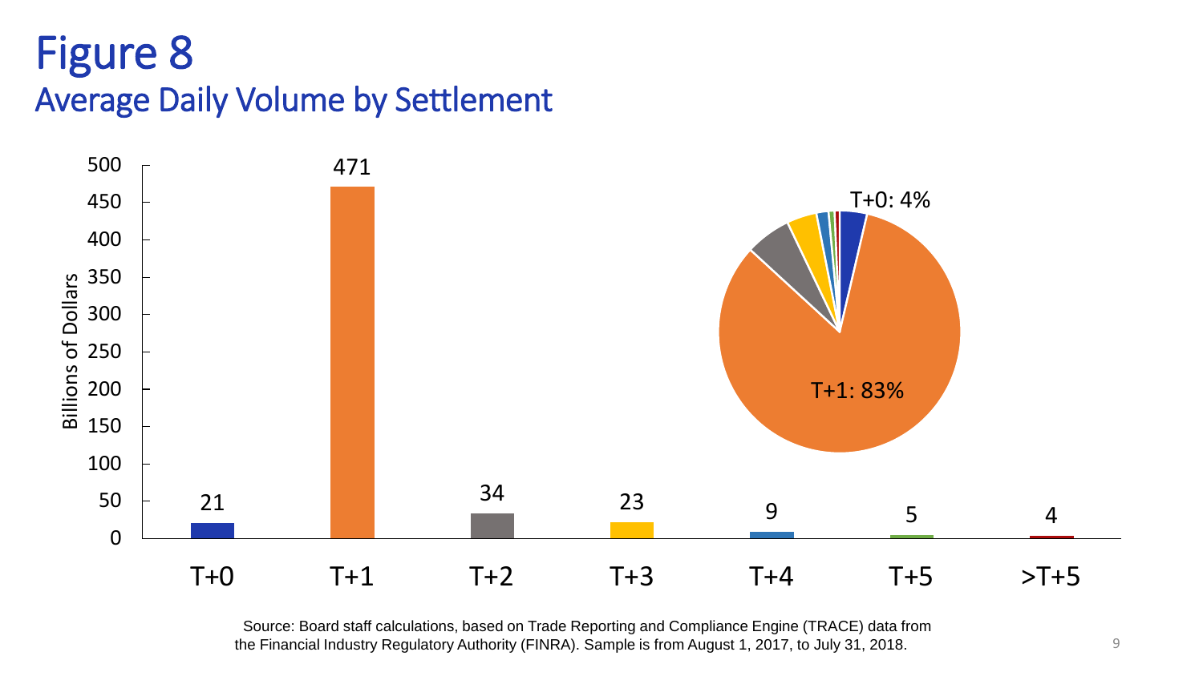# Figure 8

## Average Daily Volume by Settlement

Billions of Dollars

500
450
400
350
300
250
200
150
100
50
0

471
21
34
23
9
5
4

T+0
T+1
T+2
T+3
T+4
T+5
>T+5

T+0: 4%

T+1: 83%

Source: Board staff calculations, based on Trade Reporting and Compliance Engine (TRACE) data from the Financial Industry Regulatory Authority (FINRA). Sample is from August 1, 2017, to July 31, 2018.